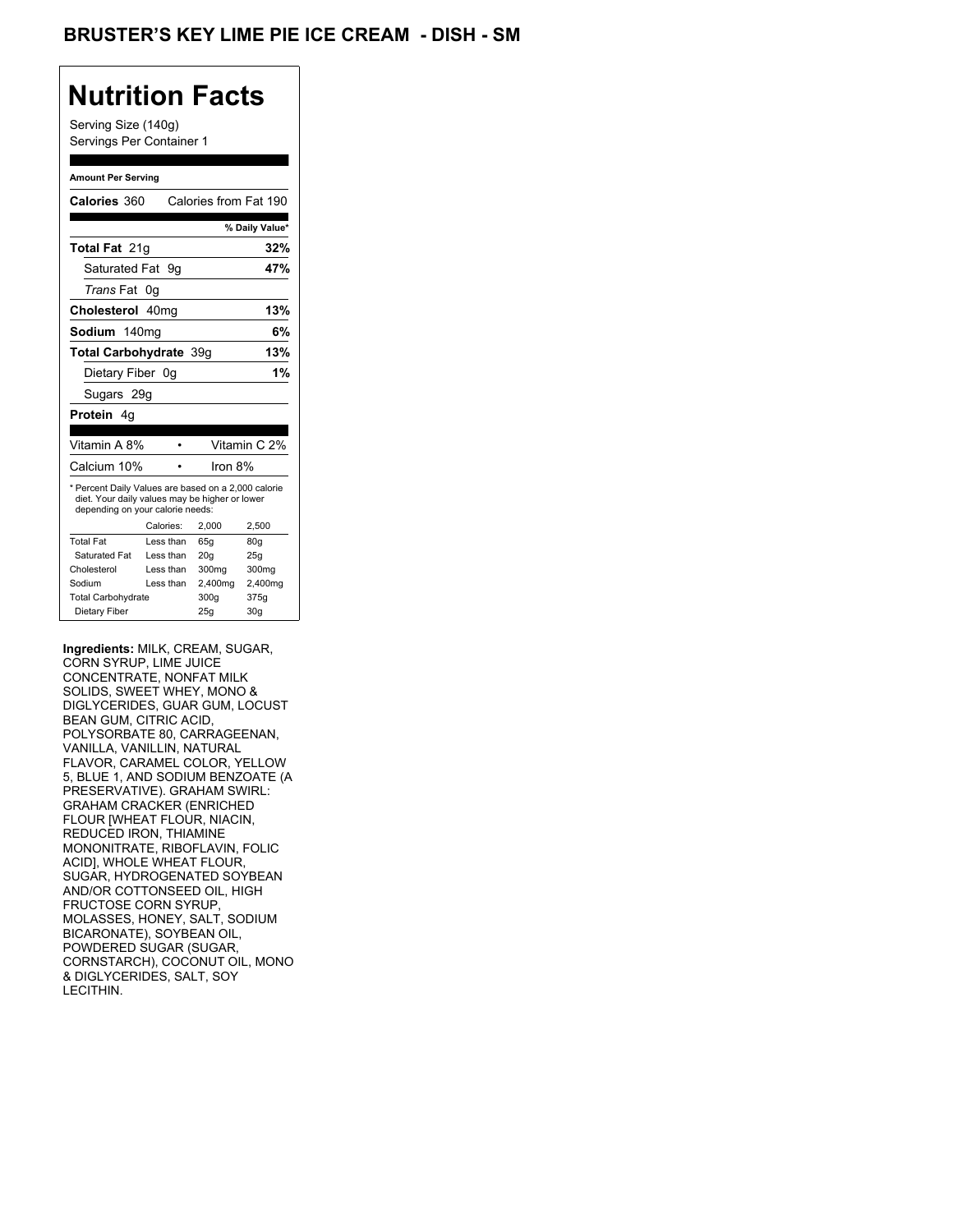# BRUSTER'S KEY LIME PIE ICE CREAM - DISH - SM

## Nutrition Facts

Serving Size (140g)
Servings Per Container 1

**Amount Per Serving**

| | |
|---|---|
| **Calories** 360 | Calories from Fat 190 |
| | **% Daily Value*** |
| **Total Fat** 21g | **32%** |
| Saturated Fat 9g | **47%** |
| *Trans* Fat 0g | |
| **Cholesterol** 40mg | **13%** |
| **Sodium** 140mg | **6%** |
| **Total Carbohydrate** 39g | **13%** |
| Dietary Fiber 0g | **1%** |
| Sugars 29g | |
| **Protein** 4g | |

| | |
|---|---|
| Vitamin A 8% | Vitamin C 2% |
| Calcium 10% | Iron 8% |

\* Percent Daily Values are based on a 2,000 calorie diet. Your daily values may be higher or lower depending on your calorie needs:

| | Calories: | 2,000 | 2,500 |
|---|---|---|---|
| Total Fat | Less than | 65g | 80g |
| Saturated Fat | Less than | 20g | 25g |
| Cholesterol | Less than | 300mg | 300mg |
| Sodium | Less than | 2,400mg | 2,400mg |
| Total Carbohydrate | | 300g | 375g |
| Dietary Fiber | | 25g | 30g |

**Ingredients:** MILK, CREAM, SUGAR, CORN SYRUP, LIME JUICE CONCENTRATE, NONFAT MILK SOLIDS, SWEET WHEY, MONO & DIGLYCERIDES, GUAR GUM, LOCUST BEAN GUM, CITRIC ACID, POLYSORBATE 80, CARRAGEENAN, VANILLA, VANILLIN, NATURAL FLAVOR, CARAMEL COLOR, YELLOW 5, BLUE 1, AND SODIUM BENZOATE (A PRESERVATIVE). GRAHAM SWIRL: GRAHAM CRACKER (ENRICHED FLOUR [WHEAT FLOUR, NIACIN, REDUCED IRON, THIAMINE MONONITRATE, RIBOFLAVIN, FOLIC ACID], WHOLE WHEAT FLOUR, SUGAR, HYDROGENATED SOYBEAN AND/OR COTTONSEED OIL, HIGH FRUCTOSE CORN SYRUP, MOLASSES, HONEY, SALT, SODIUM BICARONATE), SOYBEAN OIL, POWDERED SUGAR (SUGAR, CORNSTARCH), COCONUT OIL, MONO & DIGLYCERIDES, SALT, SOY LECITHIN.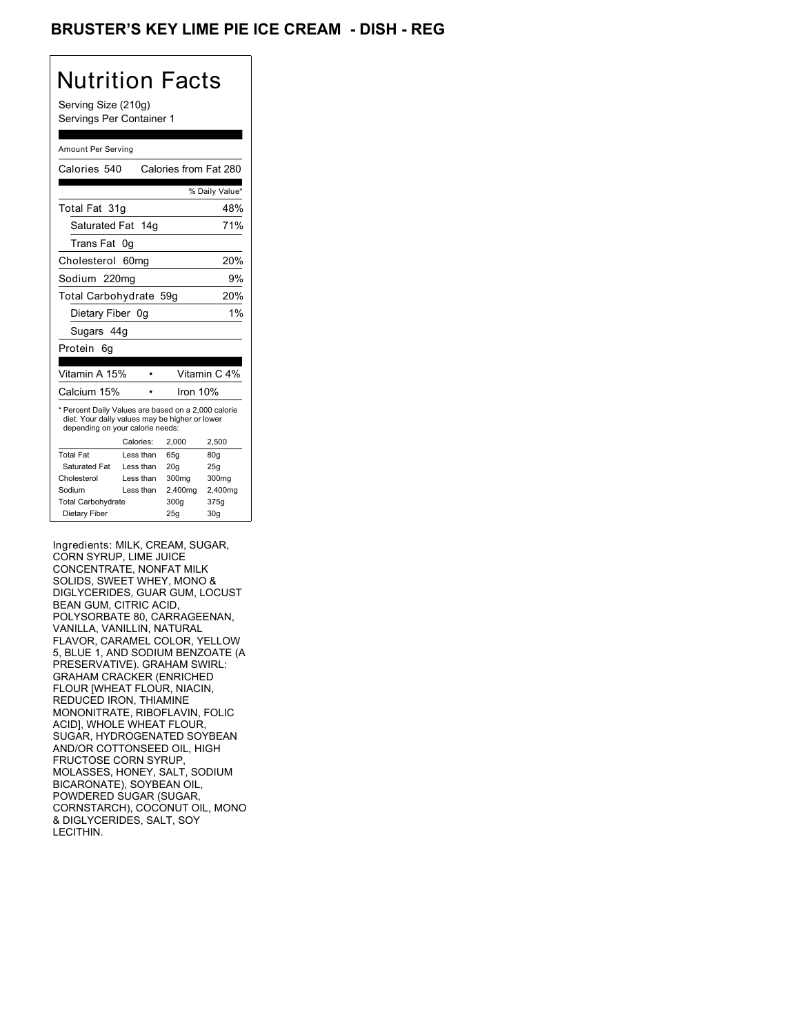# BRUSTER'S KEY LIME PIE ICE CREAM - DISH - REG

## Nutrition Facts

Serving Size (210g)
Servings Per Container 1

Amount Per Serving

| | |
|---|---|
| Calories 540 | Calories from Fat 280 |
| | % Daily Value* |
| Total Fat 31g | 48% |
| Saturated Fat 14g | 71% |
| Trans Fat 0g | |
| Cholesterol 60mg | 20% |
| Sodium 220mg | 9% |
| Total Carbohydrate 59g | 20% |
| Dietary Fiber 0g | 1% |
| Sugars 44g | |
| Protein 6g | |

| | |
|---|---|
| Vitamin A 15% | Vitamin C 4% |
| Calcium 15% | Iron 10% |

* Percent Daily Values are based on a 2,000 calorie diet. Your daily values may be higher or lower depending on your calorie needs:

| | Calories: | 2,000 | 2,500 |
|---|---|---|---|
| Total Fat | Less than | 65g | 80g |
| Saturated Fat | Less than | 20g | 25g |
| Cholesterol | Less than | 300mg | 300mg |
| Sodium | Less than | 2,400mg | 2,400mg |
| Total Carbohydrate | | 300g | 375g |
| Dietary Fiber | | 25g | 30g |

Ingredients: MILK, CREAM, SUGAR, CORN SYRUP, LIME JUICE CONCENTRATE, NONFAT MILK SOLIDS, SWEET WHEY, MONO & DIGLYCERIDES, GUAR GUM, LOCUST BEAN GUM, CITRIC ACID, POLYSORBATE 80, CARRAGEENAN, VANILLA, VANILLIN, NATURAL FLAVOR, CARAMEL COLOR, YELLOW 5, BLUE 1, AND SODIUM BENZOATE (A PRESERVATIVE). GRAHAM SWIRL: GRAHAM CRACKER (ENRICHED FLOUR [WHEAT FLOUR, NIACIN, REDUCED IRON, THIAMINE MONONITRATE, RIBOFLAVIN, FOLIC ACID], WHOLE WHEAT FLOUR, SUGAR, HYDROGENATED SOYBEAN AND/OR COTTONSEED OIL, HIGH FRUCTOSE CORN SYRUP, MOLASSES, HONEY, SALT, SODIUM BICARONATE), SOYBEAN OIL, POWDERED SUGAR (SUGAR, CORNSTARCH), COCONUT OIL, MONO & DIGLYCERIDES, SALT, SOY LECITHIN.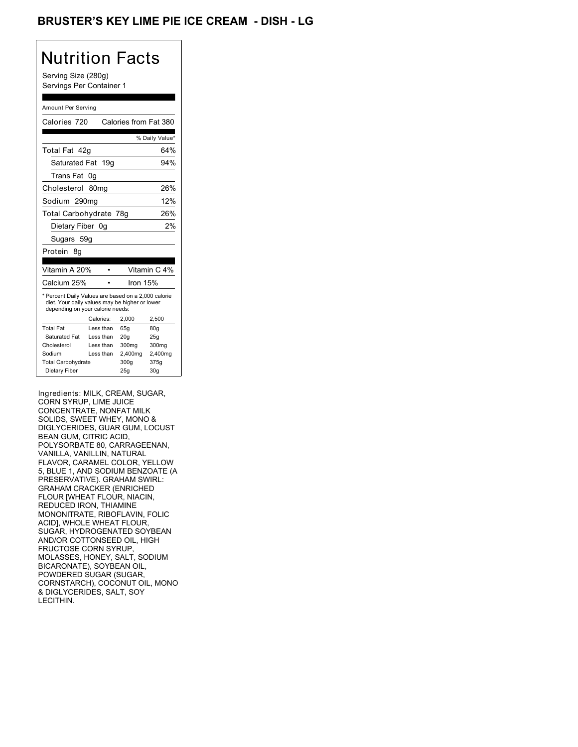# BRUSTER'S KEY LIME PIE ICE CREAM - DISH - LG

## Nutrition Facts

Serving Size (280g)
Servings Per Container 1

Amount Per Serving

| Calories 720 | Calories from Fat 380 |
|---|---|
| | % Daily Value* |
| Total Fat 42g | 64% |
| Saturated Fat 19g | 94% |
| Trans Fat 0g | |
| Cholesterol 80mg | 26% |
| Sodium 290mg | 12% |
| Total Carbohydrate 78g | 26% |
| Dietary Fiber 0g | 2% |
| Sugars 59g | |
| Protein 8g | |

| Vitamin A 20% | • | Vitamin C 4% |
|---|---|---|
| Calcium 25% | • | Iron 15% |

* Percent Daily Values are based on a 2,000 calorie diet. Your daily values may be higher or lower depending on your calorie needs:

| | Calories: | 2,000 | 2,500 |
|---|---|---|---|
| Total Fat | Less than | 65g | 80g |
| Saturated Fat | Less than | 20g | 25g |
| Cholesterol | Less than | 300mg | 300mg |
| Sodium | Less than | 2,400mg | 2,400mg |
| Total Carbohydrate | | 300g | 375g |
| Dietary Fiber | | 25g | 30g |

Ingredients: MILK, CREAM, SUGAR, CORN SYRUP, LIME JUICE CONCENTRATE, NONFAT MILK SOLIDS, SWEET WHEY, MONO & DIGLYCERIDES, GUAR GUM, LOCUST BEAN GUM, CITRIC ACID, POLYSORBATE 80, CARRAGEENAN, VANILLA, VANILLIN, NATURAL FLAVOR, CARAMEL COLOR, YELLOW 5, BLUE 1, AND SODIUM BENZOATE (A PRESERVATIVE). GRAHAM SWIRL: GRAHAM CRACKER (ENRICHED FLOUR [WHEAT FLOUR, NIACIN, REDUCED IRON, THIAMINE MONONITRATE, RIBOFLAVIN, FOLIC ACID], WHOLE WHEAT FLOUR, SUGAR, HYDROGENATED SOYBEAN AND/OR COTTONSEED OIL, HIGH FRUCTOSE CORN SYRUP, MOLASSES, HONEY, SALT, SODIUM BICARONATE), SOYBEAN OIL, POWDERED SUGAR (SUGAR, CORNSTARCH), COCONUT OIL, MONO & DIGLYCERIDES, SALT, SOY LECITHIN.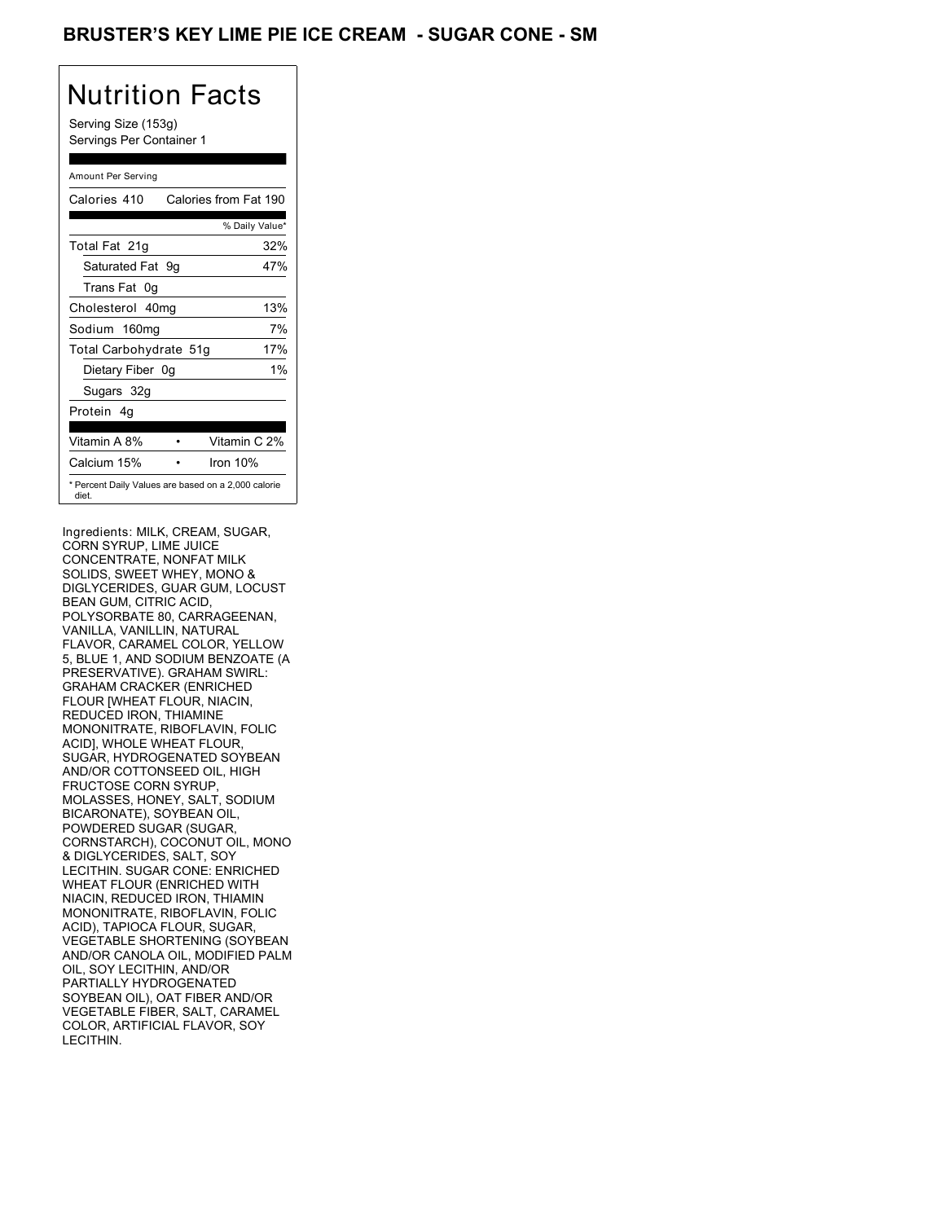# BRUSTER'S KEY LIME PIE ICE CREAM - SUGAR CONE - SM

## Nutrition Facts

Serving Size (153g)
Servings Per Container 1

Amount Per Serving

| Calories 410 | Calories from Fat 190 |
|---|---|
| | % Daily Value* |
| Total Fat 21g | 32% |
| Saturated Fat 9g | 47% |
| Trans Fat 0g | |
| Cholesterol 40mg | 13% |
| Sodium 160mg | 7% |
| Total Carbohydrate 51g | 17% |
| Dietary Fiber 0g | 1% |
| Sugars 32g | |
| Protein 4g | |

| Vitamin A 8% | • | Vitamin C 2% |
|---|---|---|
| Calcium 15% | • | Iron 10% |

* Percent Daily Values are based on a 2,000 calorie diet.

Ingredients: MILK, CREAM, SUGAR, CORN SYRUP, LIME JUICE CONCENTRATE, NONFAT MILK SOLIDS, SWEET WHEY, MONO & DIGLYCERIDES, GUAR GUM, LOCUST BEAN GUM, CITRIC ACID, POLYSORBATE 80, CARRAGEENAN, VANILLA, VANILLIN, NATURAL FLAVOR, CARAMEL COLOR, YELLOW 5, BLUE 1, AND SODIUM BENZOATE (A PRESERVATIVE). GRAHAM SWIRL: GRAHAM CRACKER (ENRICHED FLOUR [WHEAT FLOUR, NIACIN, REDUCED IRON, THIAMINE MONONITRATE, RIBOFLAVIN, FOLIC ACID], WHOLE WHEAT FLOUR, SUGAR, HYDROGENATED SOYBEAN AND/OR COTTONSEED OIL, HIGH FRUCTOSE CORN SYRUP, MOLASSES, HONEY, SALT, SODIUM BICARONATE), SOYBEAN OIL, POWDERED SUGAR (SUGAR, CORNSTARCH), COCONUT OIL, MONO & DIGLYCERIDES, SALT, SOY LECITHIN. SUGAR CONE: ENRICHED WHEAT FLOUR (ENRICHED WITH NIACIN, REDUCED IRON, THIAMIN MONONITRATE, RIBOFLAVIN, FOLIC ACID), TAPIOCA FLOUR, SUGAR, VEGETABLE SHORTENING (SOYBEAN AND/OR CANOLA OIL, MODIFIED PALM OIL, SOY LECITHIN, AND/OR PARTIALLY HYDROGENATED SOYBEAN OIL), OAT FIBER AND/OR VEGETABLE FIBER, SALT, CARAMEL COLOR, ARTIFICIAL FLAVOR, SOY LECITHIN.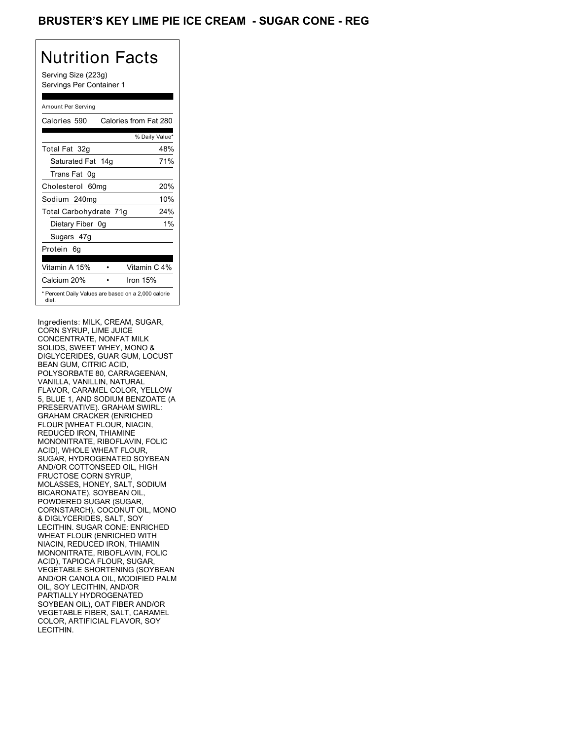# BRUSTER'S KEY LIME PIE ICE CREAM - SUGAR CONE - REG

## Nutrition Facts

Serving Size (223g)
Servings Per Container 1

Amount Per Serving

| Calories 590 | Calories from Fat 280 |
|---|---|
| | % Daily Value* |
| Total Fat 32g | 48% |
| Saturated Fat 14g | 71% |
| Trans Fat 0g | |
| Cholesterol 60mg | 20% |
| Sodium 240mg | 10% |
| Total Carbohydrate 71g | 24% |
| Dietary Fiber 0g | 1% |
| Sugars 47g | |
| Protein 6g | |
| Vitamin A 15% | Vitamin C 4% |
| Calcium 20% | Iron 15% |

* Percent Daily Values are based on a 2,000 calorie diet.

Ingredients: MILK, CREAM, SUGAR, CORN SYRUP, LIME JUICE CONCENTRATE, NONFAT MILK SOLIDS, SWEET WHEY, MONO & DIGLYCERIDES, GUAR GUM, LOCUST BEAN GUM, CITRIC ACID, POLYSORBATE 80, CARRAGEENAN, VANILLA, VANILLIN, NATURAL FLAVOR, CARAMEL COLOR, YELLOW 5, BLUE 1, AND SODIUM BENZOATE (A PRESERVATIVE). GRAHAM SWIRL: GRAHAM CRACKER (ENRICHED FLOUR [WHEAT FLOUR, NIACIN, REDUCED IRON, THIAMINE MONONITRATE, RIBOFLAVIN, FOLIC ACID], WHOLE WHEAT FLOUR, SUGAR, HYDROGENATED SOYBEAN AND/OR COTTONSEED OIL, HIGH FRUCTOSE CORN SYRUP, MOLASSES, HONEY, SALT, SODIUM BICARONATE), SOYBEAN OIL, POWDERED SUGAR (SUGAR, CORNSTARCH), COCONUT OIL, MONO & DIGLYCERIDES, SALT, SOY LECITHIN. SUGAR CONE: ENRICHED WHEAT FLOUR (ENRICHED WITH NIACIN, REDUCED IRON, THIAMIN MONONITRATE, RIBOFLAVIN, FOLIC ACID), TAPIOCA FLOUR, SUGAR, VEGETABLE SHORTENING (SOYBEAN AND/OR CANOLA OIL, MODIFIED PALM OIL, SOY LECITHIN, AND/OR PARTIALLY HYDROGENATED SOYBEAN OIL), OAT FIBER AND/OR VEGETABLE FIBER, SALT, CARAMEL COLOR, ARTIFICIAL FLAVOR, SOY LECITHIN.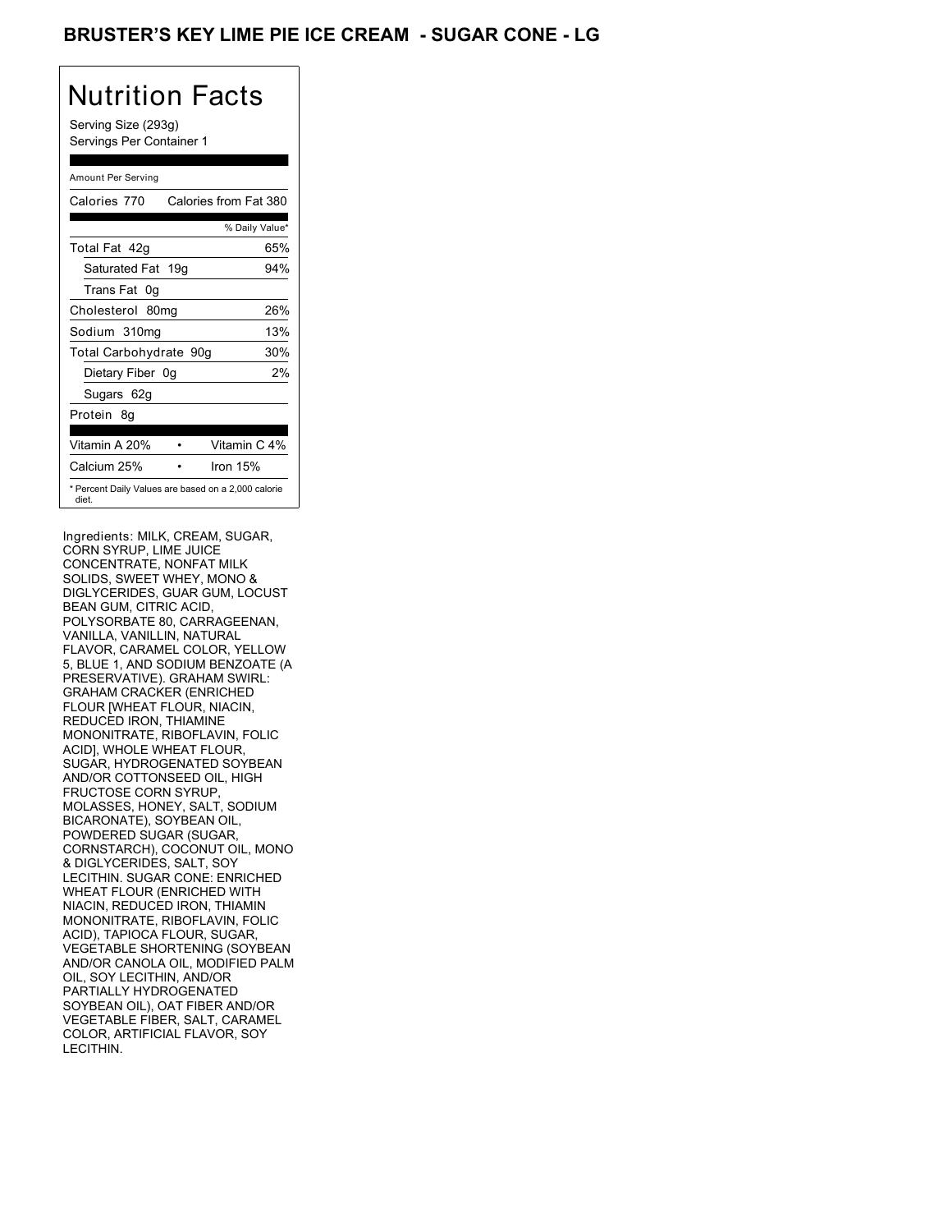# BRUSTER'S KEY LIME PIE ICE CREAM - SUGAR CONE - LG

## Nutrition Facts

Serving Size (293g)
Servings Per Container 1

Amount Per Serving

| Calories 770 | Calories from Fat 380 |
|---|---|
| | % Daily Value* |
| Total Fat 42g | 65% |
| Saturated Fat 19g | 94% |
| Trans Fat 0g | |
| Cholesterol 80mg | 26% |
| Sodium 310mg | 13% |
| Total Carbohydrate 90g | 30% |
| Dietary Fiber 0g | 2% |
| Sugars 62g | |
| Protein 8g | |
| Vitamin A 20% • | Vitamin C 4% |
| Calcium 25% • | Iron 15% |

* Percent Daily Values are based on a 2,000 calorie diet.

Ingredients: MILK, CREAM, SUGAR, CORN SYRUP, LIME JUICE CONCENTRATE, NONFAT MILK SOLIDS, SWEET WHEY, MONO & DIGLYCERIDES, GUAR GUM, LOCUST BEAN GUM, CITRIC ACID, POLYSORBATE 80, CARRAGEENAN, VANILLA, VANILLIN, NATURAL FLAVOR, CARAMEL COLOR, YELLOW 5, BLUE 1, AND SODIUM BENZOATE (A PRESERVATIVE). GRAHAM SWIRL: GRAHAM CRACKER (ENRICHED FLOUR [WHEAT FLOUR, NIACIN, REDUCED IRON, THIAMINE MONONITRATE, RIBOFLAVIN, FOLIC ACID], WHOLE WHEAT FLOUR, SUGAR, HYDROGENATED SOYBEAN AND/OR COTTONSEED OIL, HIGH FRUCTOSE CORN SYRUP, MOLASSES, HONEY, SALT, SODIUM BICARONATE), SOYBEAN OIL, POWDERED SUGAR (SUGAR, CORNSTARCH), COCONUT OIL, MONO & DIGLYCERIDES, SALT, SOY LECITHIN. SUGAR CONE: ENRICHED WHEAT FLOUR (ENRICHED WITH NIACIN, REDUCED IRON, THIAMIN MONONITRATE, RIBOFLAVIN, FOLIC ACID), TAPIOCA FLOUR, SUGAR, VEGETABLE SHORTENING (SOYBEAN AND/OR CANOLA OIL, MODIFIED PALM OIL, SOY LECITHIN, AND/OR PARTIALLY HYDROGENATED SOYBEAN OIL), OAT FIBER AND/OR VEGETABLE FIBER, SALT, CARAMEL COLOR, ARTIFICIAL FLAVOR, SOY LECITHIN.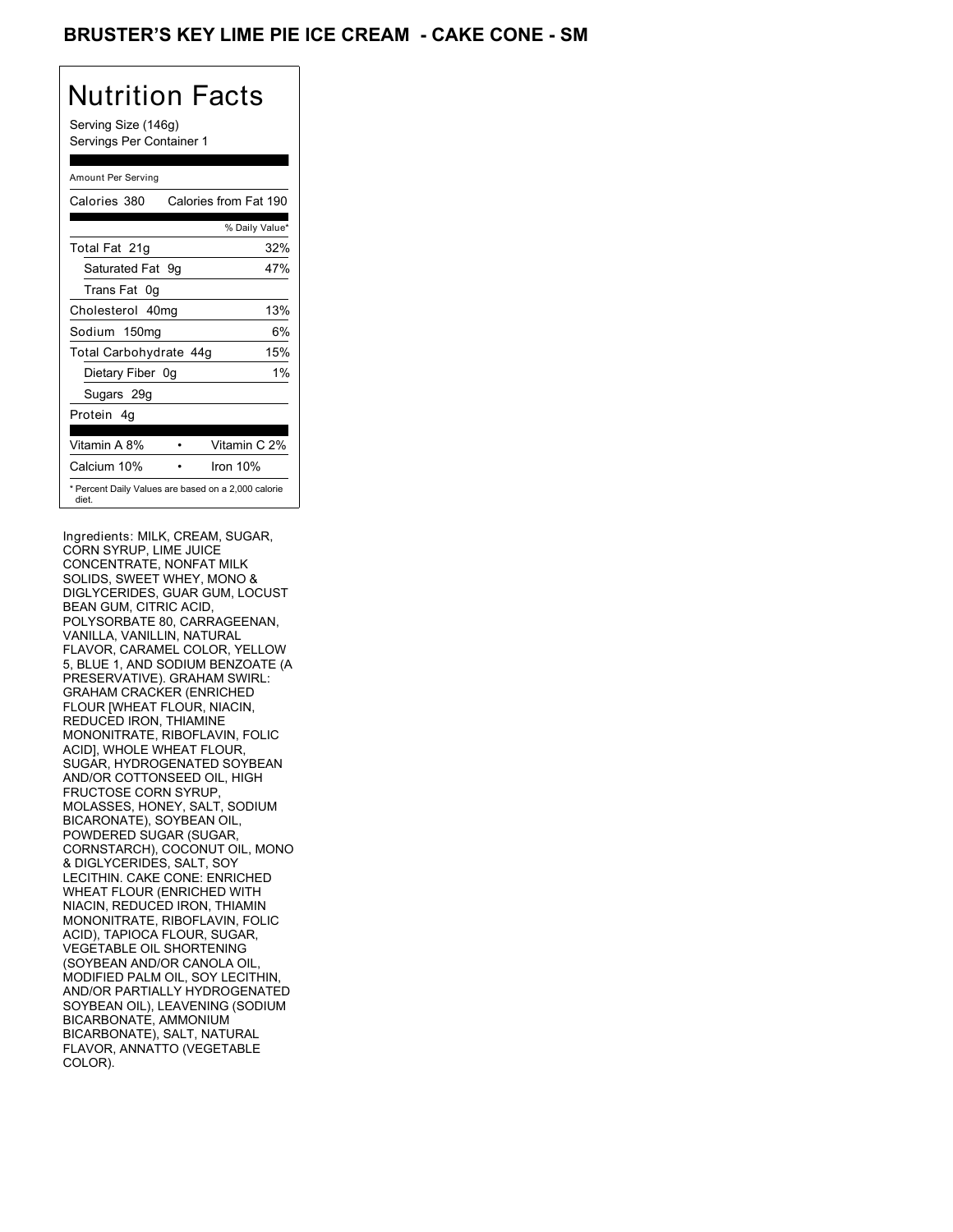# BRUSTER'S KEY LIME PIE ICE CREAM - CAKE CONE - SM

## Nutrition Facts

Serving Size (146g)
Servings Per Container 1

| Amount Per Serving | |
|---|---|
| Calories 380 | Calories from Fat 190 |
| | % Daily Value* |
| Total Fat 21g | 32% |
| Saturated Fat 9g | 47% |
| Trans Fat 0g | |
| Cholesterol 40mg | 13% |
| Sodium 150mg | 6% |
| Total Carbohydrate 44g | 15% |
| Dietary Fiber 0g | 1% |
| Sugars 29g | |
| Protein 4g | |
| Vitamin A 8% | Vitamin C 2% |
| Calcium 10% | Iron 10% |

* Percent Daily Values are based on a 2,000 calorie diet.

Ingredients: MILK, CREAM, SUGAR, CORN SYRUP, LIME JUICE CONCENTRATE, NONFAT MILK SOLIDS, SWEET WHEY, MONO & DIGLYCERIDES, GUAR GUM, LOCUST BEAN GUM, CITRIC ACID, POLYSORBATE 80, CARRAGEENAN, VANILLA, VANILLIN, NATURAL FLAVOR, CARAMEL COLOR, YELLOW 5, BLUE 1, AND SODIUM BENZOATE (A PRESERVATIVE). GRAHAM SWIRL: GRAHAM CRACKER (ENRICHED FLOUR [WHEAT FLOUR, NIACIN, REDUCED IRON, THIAMINE MONONITRATE, RIBOFLAVIN, FOLIC ACID], WHOLE WHEAT FLOUR, SUGAR, HYDROGENATED SOYBEAN AND/OR COTTONSEED OIL, HIGH FRUCTOSE CORN SYRUP, MOLASSES, HONEY, SALT, SODIUM BICARONATE), SOYBEAN OIL, POWDERED SUGAR (SUGAR, CORNSTARCH), COCONUT OIL, MONO & DIGLYCERIDES, SALT, SOY LECITHIN. CAKE CONE: ENRICHED WHEAT FLOUR (ENRICHED WITH NIACIN, REDUCED IRON, THIAMIN MONONITRATE, RIBOFLAVIN, FOLIC ACID), TAPIOCA FLOUR, SUGAR, VEGETABLE OIL SHORTENING (SOYBEAN AND/OR CANOLA OIL, MODIFIED PALM OIL, SOY LECITHIN, AND/OR PARTIALLY HYDROGENATED SOYBEAN OIL), LEAVENING (SODIUM BICARBONATE, AMMONIUM BICARBONATE), SALT, NATURAL FLAVOR, ANNATTO (VEGETABLE COLOR).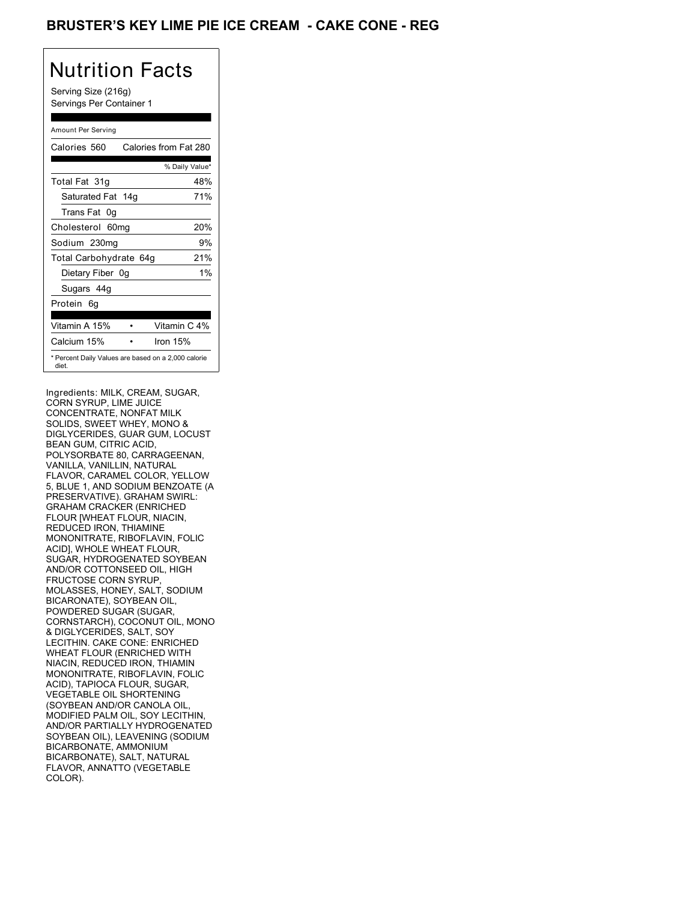# BRUSTER'S KEY LIME PIE ICE CREAM - CAKE CONE - REG

## Nutrition Facts

Serving Size (216g)
Servings Per Container 1

Amount Per Serving

| | |
|---|---|
| Calories 560 | Calories from Fat 280 |
| | % Daily Value* |
| Total Fat 31g | 48% |
| Saturated Fat 14g | 71% |
| Trans Fat 0g | |
| Cholesterol 60mg | 20% |
| Sodium 230mg | 9% |
| Total Carbohydrate 64g | 21% |
| Dietary Fiber 0g | 1% |
| Sugars 44g | |
| Protein 6g | |
| Vitamin A 15% | Vitamin C 4% |
| Calcium 15% | Iron 15% |

* Percent Daily Values are based on a 2,000 calorie diet.

Ingredients: MILK, CREAM, SUGAR, CORN SYRUP, LIME JUICE CONCENTRATE, NONFAT MILK SOLIDS, SWEET WHEY, MONO & DIGLYCERIDES, GUAR GUM, LOCUST BEAN GUM, CITRIC ACID, POLYSORBATE 80, CARRAGEENAN, VANILLA, VANILLIN, NATURAL FLAVOR, CARAMEL COLOR, YELLOW 5, BLUE 1, AND SODIUM BENZOATE (A PRESERVATIVE). GRAHAM SWIRL: GRAHAM CRACKER (ENRICHED FLOUR [WHEAT FLOUR, NIACIN, REDUCED IRON, THIAMINE MONONITRATE, RIBOFLAVIN, FOLIC ACID], WHOLE WHEAT FLOUR, SUGAR, HYDROGENATED SOYBEAN AND/OR COTTONSEED OIL, HIGH FRUCTOSE CORN SYRUP, MOLASSES, HONEY, SALT, SODIUM BICARONATE), SOYBEAN OIL, POWDERED SUGAR (SUGAR, CORNSTARCH), COCONUT OIL, MONO & DIGLYCERIDES, SALT, SOY LECITHIN. CAKE CONE: ENRICHED WHEAT FLOUR (ENRICHED WITH NIACIN, REDUCED IRON, THIAMIN MONONITRATE, RIBOFLAVIN, FOLIC ACID), TAPIOCA FLOUR, SUGAR, VEGETABLE OIL SHORTENING (SOYBEAN AND/OR CANOLA OIL, MODIFIED PALM OIL, SOY LECITHIN, AND/OR PARTIALLY HYDROGENATED SOYBEAN OIL), LEAVENING (SODIUM BICARBONATE, AMMONIUM BICARBONATE), SALT, NATURAL FLAVOR, ANNATTO (VEGETABLE COLOR).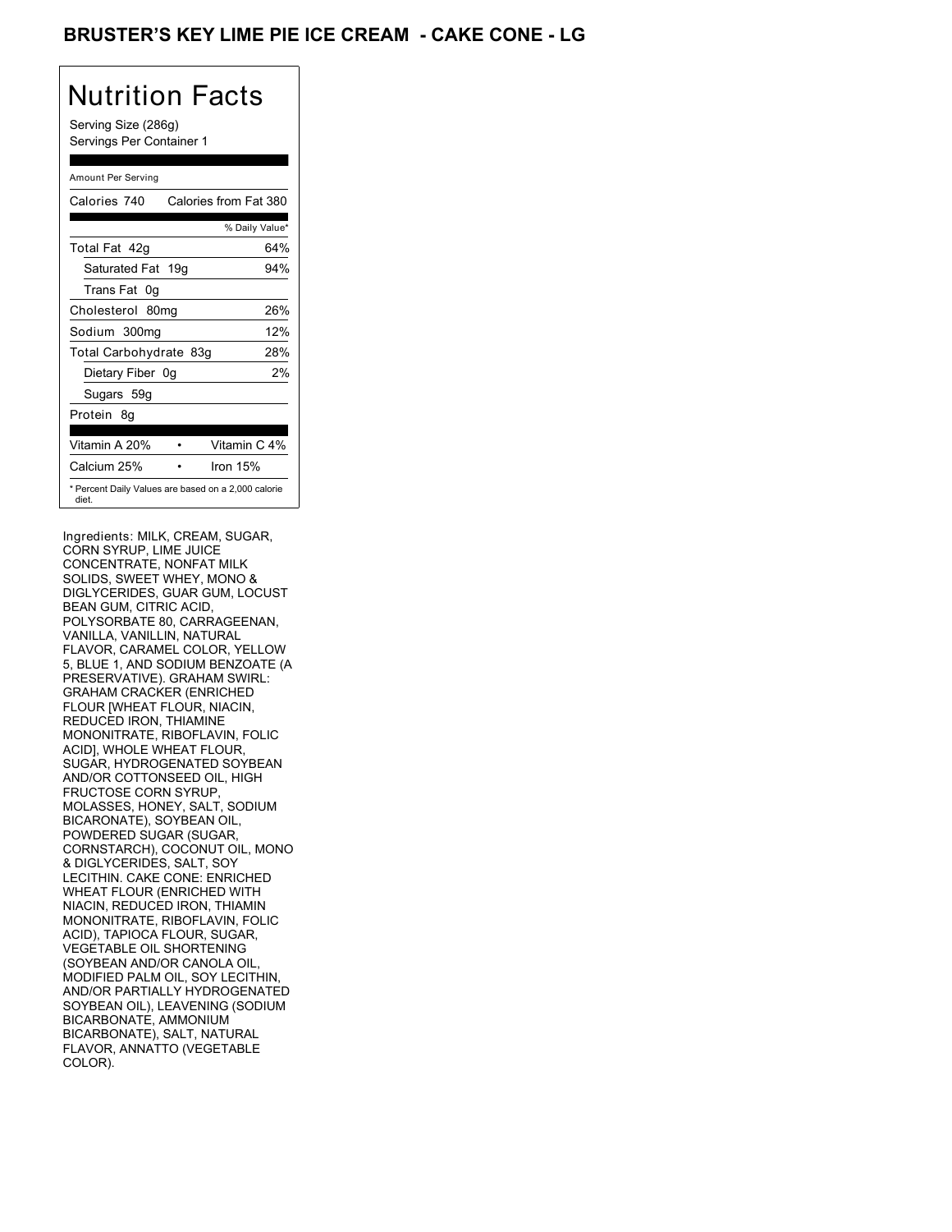# BRUSTER'S KEY LIME PIE ICE CREAM - CAKE CONE - LG

## Nutrition Facts

Serving Size (286g)
Servings Per Container 1

Amount Per Serving

| Calories 740 | Calories from Fat 380 |
|---|---|
| | % Daily Value* |
| Total Fat 42g | 64% |
| Saturated Fat 19g | 94% |
| Trans Fat 0g | |
| Cholesterol 80mg | 26% |
| Sodium 300mg | 12% |
| Total Carbohydrate 83g | 28% |
| Dietary Fiber 0g | 2% |
| Sugars 59g | |
| Protein 8g | |

| Vitamin A 20% | • | Vitamin C 4% |
|---|---|---|
| Calcium 25% | • | Iron 15% |

* Percent Daily Values are based on a 2,000 calorie diet.

Ingredients: MILK, CREAM, SUGAR, CORN SYRUP, LIME JUICE CONCENTRATE, NONFAT MILK SOLIDS, SWEET WHEY, MONO & DIGLYCERIDES, GUAR GUM, LOCUST BEAN GUM, CITRIC ACID, POLYSORBATE 80, CARRAGEENAN, VANILLA, VANILLIN, NATURAL FLAVOR, CARAMEL COLOR, YELLOW 5, BLUE 1, AND SODIUM BENZOATE (A PRESERVATIVE). GRAHAM SWIRL: GRAHAM CRACKER (ENRICHED FLOUR [WHEAT FLOUR, NIACIN, REDUCED IRON, THIAMINE MONONITRATE, RIBOFLAVIN, FOLIC ACID], WHOLE WHEAT FLOUR, SUGAR, HYDROGENATED SOYBEAN AND/OR COTTONSEED OIL, HIGH FRUCTOSE CORN SYRUP, MOLASSES, HONEY, SALT, SODIUM BICARONATE), SOYBEAN OIL, POWDERED SUGAR (SUGAR, CORNSTARCH), COCONUT OIL, MONO & DIGLYCERIDES, SALT, SOY LECITHIN. CAKE CONE: ENRICHED WHEAT FLOUR (ENRICHED WITH NIACIN, REDUCED IRON, THIAMIN MONONITRATE, RIBOFLAVIN, FOLIC ACID), TAPIOCA FLOUR, SUGAR, VEGETABLE OIL SHORTENING (SOYBEAN AND/OR CANOLA OIL, MODIFIED PALM OIL, SOY LECITHIN, AND/OR PARTIALLY HYDROGENATED SOYBEAN OIL), LEAVENING (SODIUM BICARBONATE, AMMONIUM BICARBONATE), SALT, NATURAL FLAVOR, ANNATTO (VEGETABLE COLOR).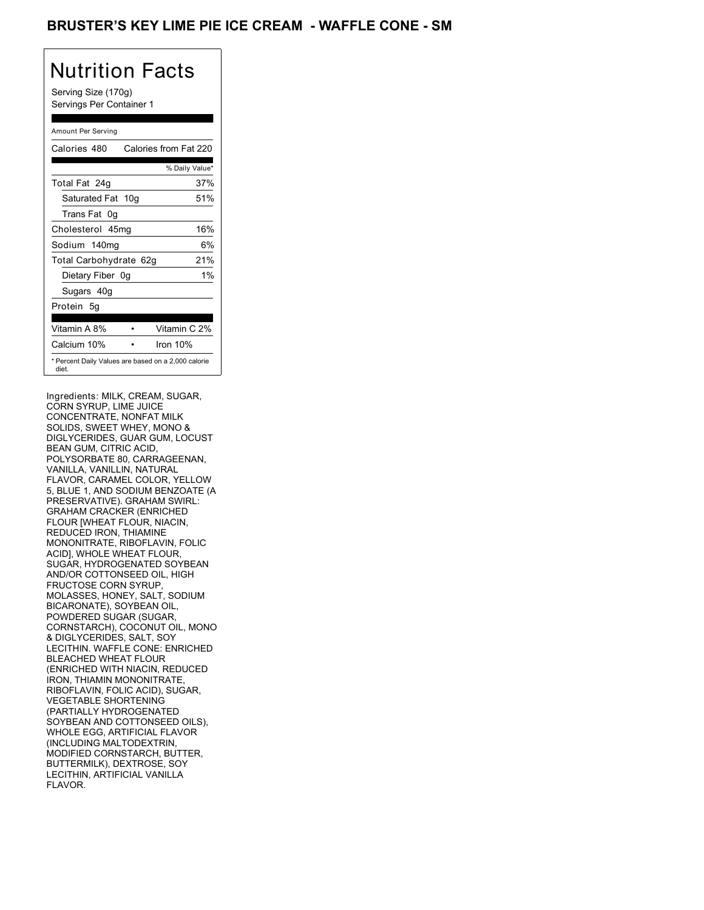# BRUSTER'S KEY LIME PIE ICE CREAM - WAFFLE CONE - SM

## Nutrition Facts

Serving Size (170g)
Servings Per Container 1

Amount Per Serving

| Calories 480 | Calories from Fat 220 |
|---|---|
| | % Daily Value* |
| Total Fat 24g | 37% |
| Saturated Fat 10g | 51% |
| Trans Fat 0g | |
| Cholesterol 45mg | 16% |
| Sodium 140mg | 6% |
| Total Carbohydrate 62g | 21% |
| Dietary Fiber 0g | 1% |
| Sugars 40g | |
| Protein 5g | |

| Vitamin A 8% | • | Vitamin C 2% |
|---|---|---|
| Calcium 10% | • | Iron 10% |

* Percent Daily Values are based on a 2,000 calorie diet.

Ingredients: MILK, CREAM, SUGAR, CORN SYRUP, LIME JUICE CONCENTRATE, NONFAT MILK SOLIDS, SWEET WHEY, MONO & DIGLYCERIDES, GUAR GUM, LOCUST BEAN GUM, CITRIC ACID, POLYSORBATE 80, CARRAGEENAN, VANILLA, VANILLIN, NATURAL FLAVOR, CARAMEL COLOR, YELLOW 5, BLUE 1, AND SODIUM BENZOATE (A PRESERVATIVE). GRAHAM SWIRL: GRAHAM CRACKER (ENRICHED FLOUR [WHEAT FLOUR, NIACIN, REDUCED IRON, THIAMINE MONONITRATE, RIBOFLAVIN, FOLIC ACID], WHOLE WHEAT FLOUR, SUGAR, HYDROGENATED SOYBEAN AND/OR COTTONSEED OIL, HIGH FRUCTOSE CORN SYRUP, MOLASSES, HONEY, SALT, SODIUM BICARONATE), SOYBEAN OIL, POWDERED SUGAR (SUGAR, CORNSTARCH), COCONUT OIL, MONO & DIGLYCERIDES, SALT, SOY LECITHIN. WAFFLE CONE: ENRICHED BLEACHED WHEAT FLOUR (ENRICHED WITH NIACIN, REDUCED IRON, THIAMIN MONONITRATE, RIBOFLAVIN, FOLIC ACID), SUGAR, VEGETABLE SHORTENING (PARTIALLY HYDROGENATED SOYBEAN AND COTTONSEED OILS), WHOLE EGG, ARTIFICIAL FLAVOR (INCLUDING MALTODEXTRIN, MODIFIED CORNSTARCH, BUTTER, BUTTERMILK), DEXTROSE, SOY LECITHIN, ARTIFICIAL VANILLA FLAVOR.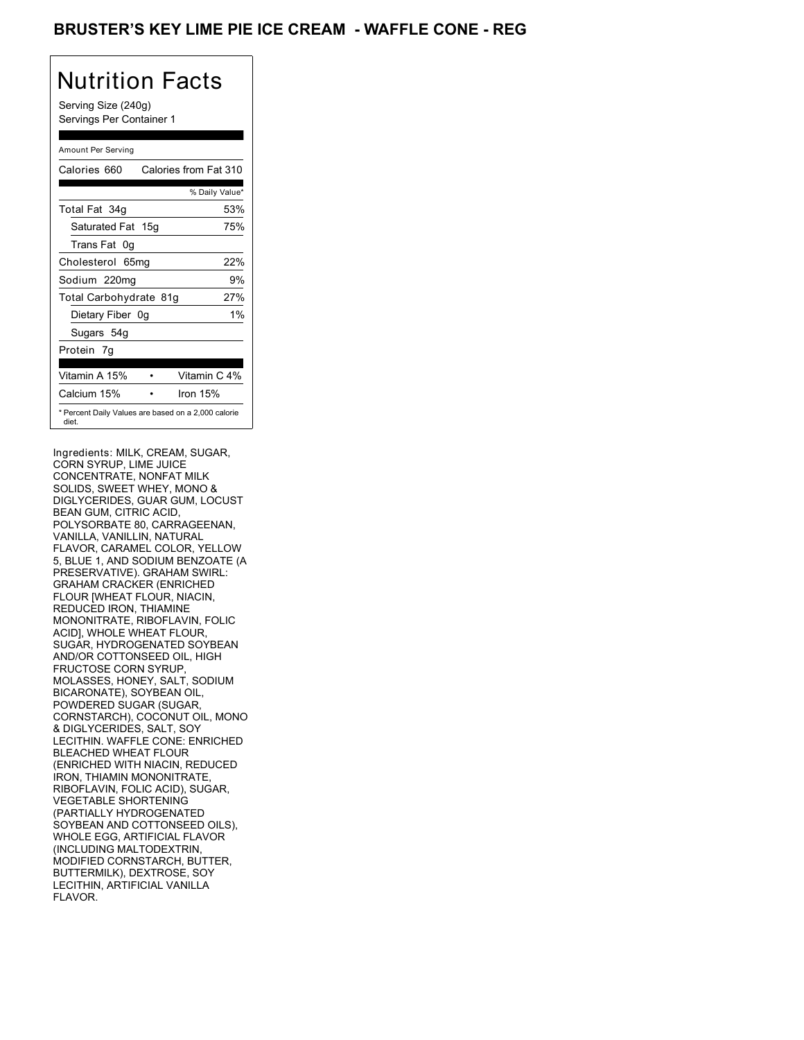# BRUSTER'S KEY LIME PIE ICE CREAM - WAFFLE CONE - REG

## Nutrition Facts

Serving Size (240g)
Servings Per Container 1

Amount Per Serving

| Calories 660 | Calories from Fat 310 |
|---|---|
| | % Daily Value* |
| Total Fat 34g | 53% |
| Saturated Fat 15g | 75% |
| Trans Fat 0g | |
| Cholesterol 65mg | 22% |
| Sodium 220mg | 9% |
| Total Carbohydrate 81g | 27% |
| Dietary Fiber 0g | 1% |
| Sugars 54g | |
| Protein 7g | |

| Vitamin A 15% | • | Vitamin C 4% |
|---|---|---|
| Calcium 15% | • | Iron 15% |

* Percent Daily Values are based on a 2,000 calorie diet.

Ingredients: MILK, CREAM, SUGAR, CORN SYRUP, LIME JUICE CONCENTRATE, NONFAT MILK SOLIDS, SWEET WHEY, MONO & DIGLYCERIDES, GUAR GUM, LOCUST BEAN GUM, CITRIC ACID, POLYSORBATE 80, CARRAGEENAN, VANILLA, VANILLIN, NATURAL FLAVOR, CARAMEL COLOR, YELLOW 5, BLUE 1, AND SODIUM BENZOATE (A PRESERVATIVE). GRAHAM SWIRL: GRAHAM CRACKER (ENRICHED FLOUR [WHEAT FLOUR, NIACIN, REDUCED IRON, THIAMINE MONONITRATE, RIBOFLAVIN, FOLIC ACID], WHOLE WHEAT FLOUR, SUGAR, HYDROGENATED SOYBEAN AND/OR COTTONSEED OIL, HIGH FRUCTOSE CORN SYRUP, MOLASSES, HONEY, SALT, SODIUM BICARONATE), SOYBEAN OIL, POWDERED SUGAR (SUGAR, CORNSTARCH), COCONUT OIL, MONO & DIGLYCERIDES, SALT, SOY LECITHIN. WAFFLE CONE: ENRICHED BLEACHED WHEAT FLOUR (ENRICHED WITH NIACIN, REDUCED IRON, THIAMIN MONONITRATE, RIBOFLAVIN, FOLIC ACID), SUGAR, VEGETABLE SHORTENING (PARTIALLY HYDROGENATED SOYBEAN AND COTTONSEED OILS), WHOLE EGG, ARTIFICIAL FLAVOR (INCLUDING MALTODEXTRIN, MODIFIED CORNSTARCH, BUTTER, BUTTERMILK), DEXTROSE, SOY LECITHIN, ARTIFICIAL VANILLA FLAVOR.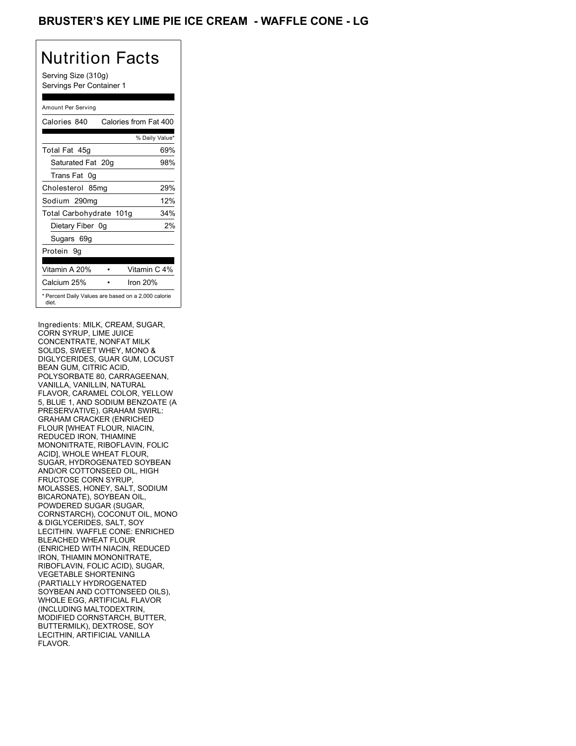# BRUSTER'S KEY LIME PIE ICE CREAM - WAFFLE CONE - LG

## Nutrition Facts

Serving Size (310g)
Servings Per Container 1

Amount Per Serving

| | |
|---|---|
| Calories 840 | Calories from Fat 400 |
| | % Daily Value* |
| Total Fat 45g | 69% |
| Saturated Fat 20g | 98% |
| Trans Fat 0g | |
| Cholesterol 85mg | 29% |
| Sodium 290mg | 12% |
| Total Carbohydrate 101g | 34% |
| Dietary Fiber 0g | 2% |
| Sugars 69g | |
| Protein 9g | |
| Vitamin A 20% | Vitamin C 4% |
| Calcium 25% | Iron 20% |

* Percent Daily Values are based on a 2,000 calorie diet.

Ingredients: MILK, CREAM, SUGAR, CORN SYRUP, LIME JUICE CONCENTRATE, NONFAT MILK SOLIDS, SWEET WHEY, MONO & DIGLYCERIDES, GUAR GUM, LOCUST BEAN GUM, CITRIC ACID, POLYSORBATE 80, CARRAGEENAN, VANILLA, VANILLIN, NATURAL FLAVOR, CARAMEL COLOR, YELLOW 5, BLUE 1, AND SODIUM BENZOATE (A PRESERVATIVE). GRAHAM SWIRL: GRAHAM CRACKER (ENRICHED FLOUR [WHEAT FLOUR, NIACIN, REDUCED IRON, THIAMINE MONONITRATE, RIBOFLAVIN, FOLIC ACID], WHOLE WHEAT FLOUR, SUGAR, HYDROGENATED SOYBEAN AND/OR COTTONSEED OIL, HIGH FRUCTOSE CORN SYRUP, MOLASSES, HONEY, SALT, SODIUM BICARONATE), SOYBEAN OIL, POWDERED SUGAR (SUGAR, CORNSTARCH), COCONUT OIL, MONO & DIGLYCERIDES, SALT, SOY LECITHIN. WAFFLE CONE: ENRICHED BLEACHED WHEAT FLOUR (ENRICHED WITH NIACIN, REDUCED IRON, THIAMIN MONONITRATE, RIBOFLAVIN, FOLIC ACID), SUGAR, VEGETABLE SHORTENING (PARTIALLY HYDROGENATED SOYBEAN AND COTTONSEED OILS), WHOLE EGG, ARTIFICIAL FLAVOR (INCLUDING MALTODEXTRIN, MODIFIED CORNSTARCH, BUTTER, BUTTERMILK), DEXTROSE, SOY LECITHIN, ARTIFICIAL VANILLA FLAVOR.